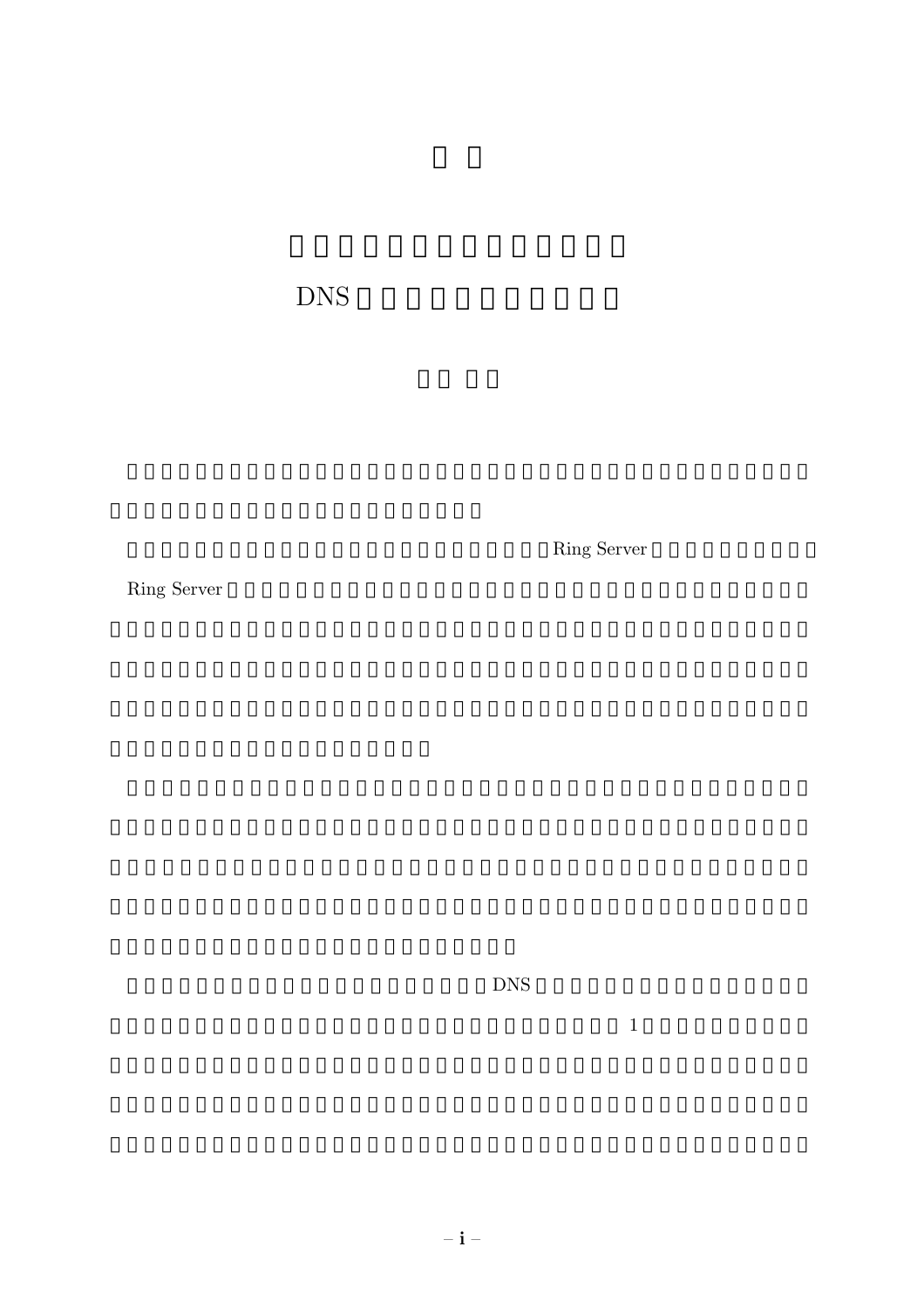# □□

## □□□□□□□□□□□□□□ DNS □□□□□□□□□□□□

□□ □□

Ring Server

Ring Server

DNS

1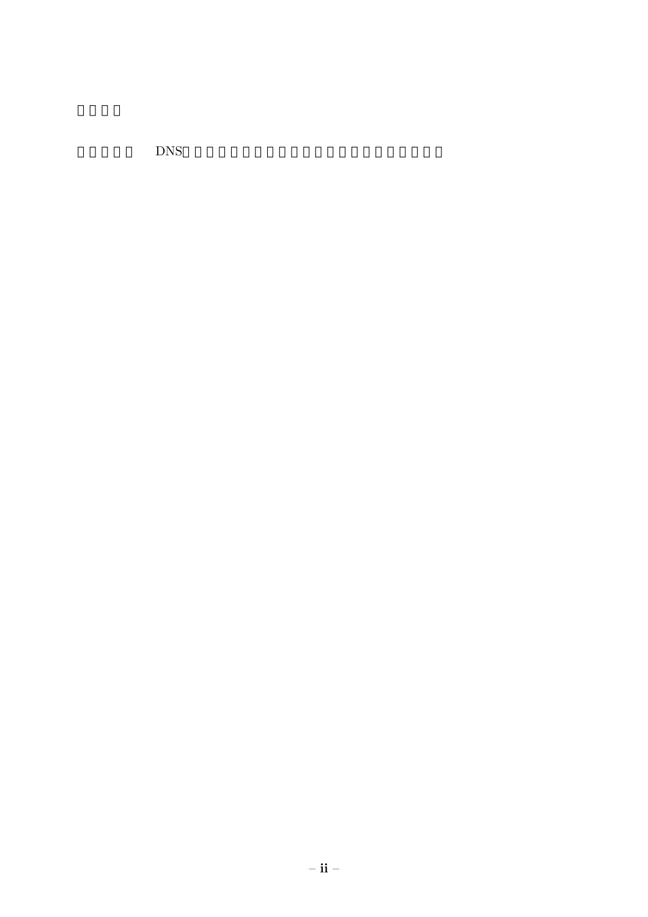DNS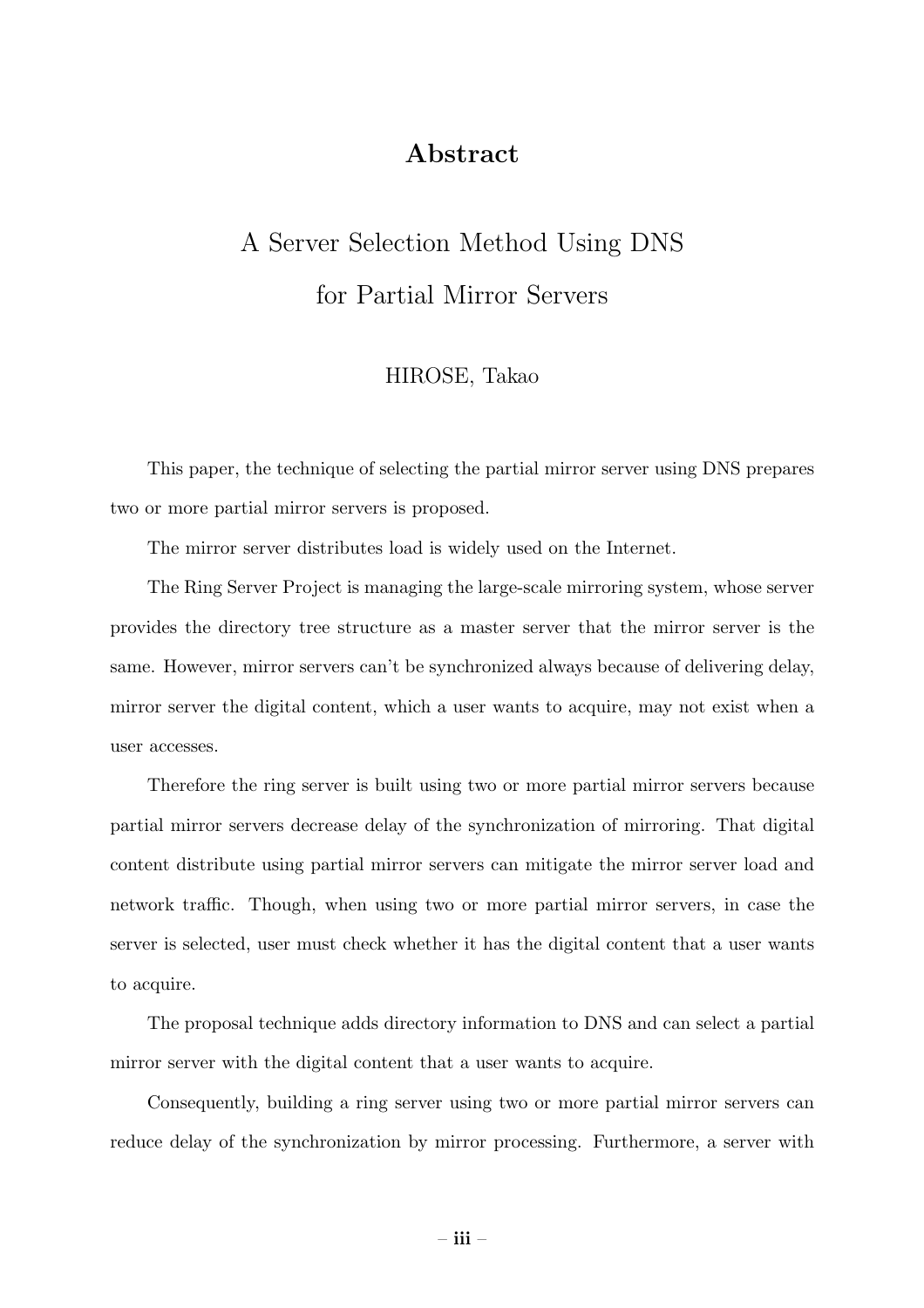# Abstract

## A Server Selection Method Using DNS for Partial Mirror Servers

HIROSE, Takao

This paper, the technique of selecting the partial mirror server using DNS prepares two or more partial mirror servers is proposed.

The mirror server distributes load is widely used on the Internet.

The Ring Server Project is managing the large-scale mirroring system, whose server provides the directory tree structure as a master server that the mirror server is the same. However, mirror servers can't be synchronized always because of delivering delay, mirror server the digital content, which a user wants to acquire, may not exist when a user accesses.

Therefore the ring server is built using two or more partial mirror servers because partial mirror servers decrease delay of the synchronization of mirroring. That digital content distribute using partial mirror servers can mitigate the mirror server load and network traffic. Though, when using two or more partial mirror servers, in case the server is selected, user must check whether it has the digital content that a user wants to acquire.

The proposal technique adds directory information to DNS and can select a partial mirror server with the digital content that a user wants to acquire.

Consequently, building a ring server using two or more partial mirror servers can reduce delay of the synchronization by mirror processing. Furthermore, a server with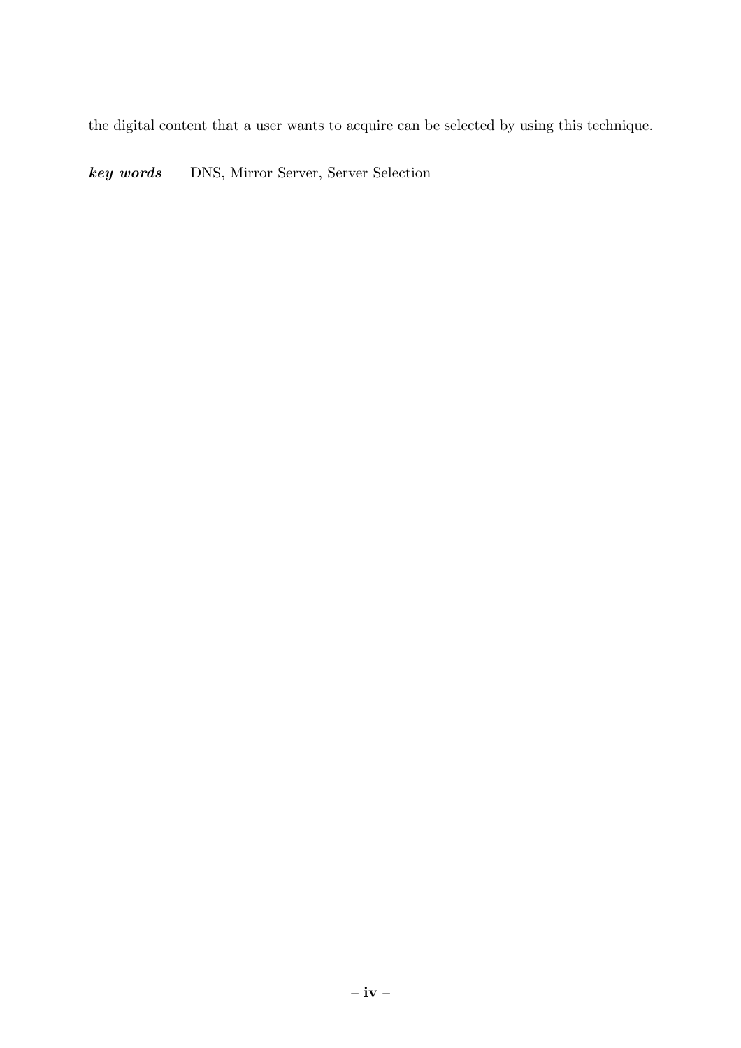the digital content that a user wants to acquire can be selected by using this technique.

***key words*** DNS, Mirror Server, Server Selection